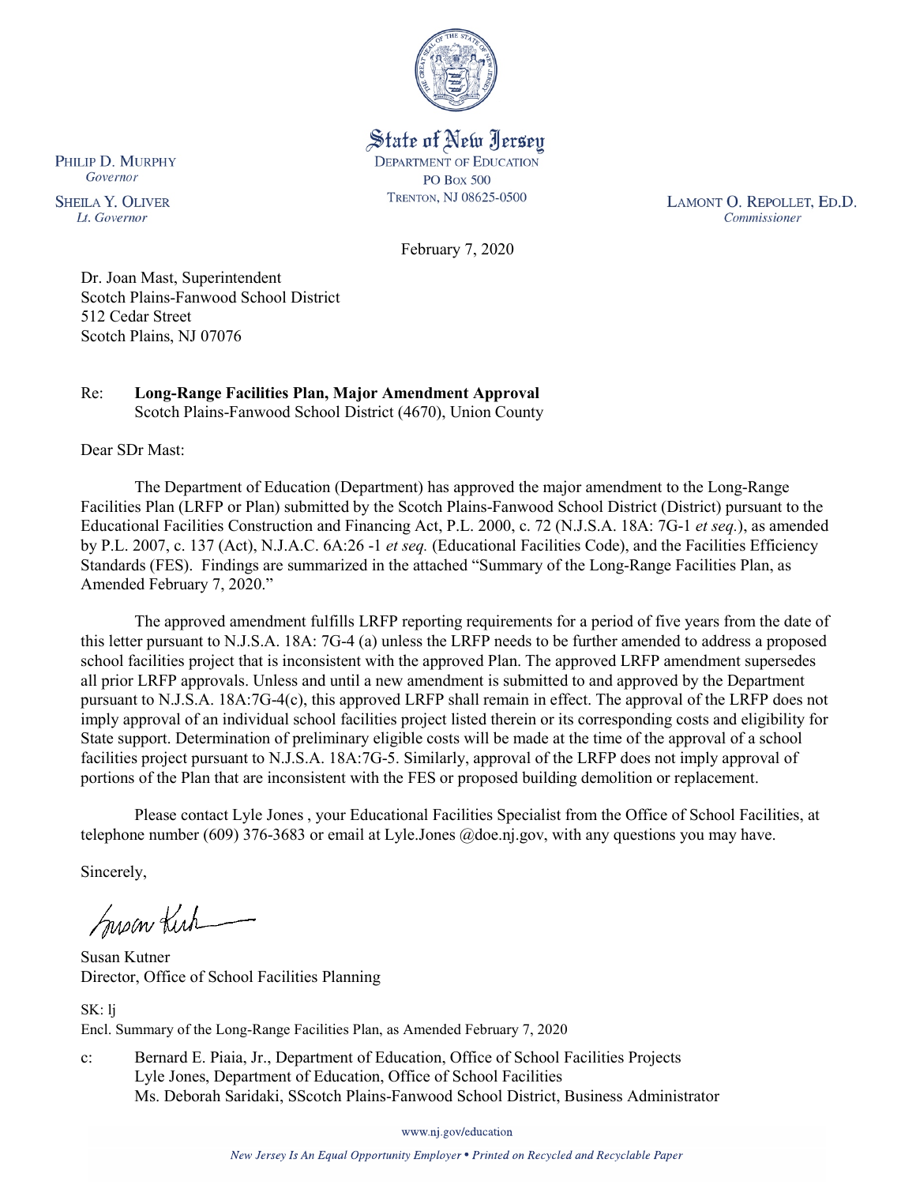State of New Jersey
DEPARTMENT OF EDUCATION
PO BOX 500
TRENTON, NJ 08625-0500

PHILIP D. MURPHY
*Governor*

SHEILA Y. OLIVER
*Lt. Governor*

LAMONT O. REPOLLET, ED.D.
*Commissioner*

February 7, 2020

Dr. Joan Mast, Superintendent
Scotch Plains-Fanwood School District
512 Cedar Street
Scotch Plains, NJ 07076

Re: **Long-Range Facilities Plan, Major Amendment Approval**
Scotch Plains-Fanwood School District (4670), Union County

Dear SDr Mast:

The Department of Education (Department) has approved the major amendment to the Long-Range Facilities Plan (LRFP or Plan) submitted by the Scotch Plains-Fanwood School District (District) pursuant to the Educational Facilities Construction and Financing Act, P.L. 2000, c. 72 (N.J.S.A. 18A: 7G-1 *et seq.*), as amended by P.L. 2007, c. 137 (Act), N.J.A.C. 6A:26 -1 *et seq.* (Educational Facilities Code), and the Facilities Efficiency Standards (FES). Findings are summarized in the attached "Summary of the Long-Range Facilities Plan, as Amended February 7, 2020."

The approved amendment fulfills LRFP reporting requirements for a period of five years from the date of this letter pursuant to N.J.S.A. 18A: 7G-4 (a) unless the LRFP needs to be further amended to address a proposed school facilities project that is inconsistent with the approved Plan. The approved LRFP amendment supersedes all prior LRFP approvals. Unless and until a new amendment is submitted to and approved by the Department pursuant to N.J.S.A. 18A:7G-4(c), this approved LRFP shall remain in effect. The approval of the LRFP does not imply approval of an individual school facilities project listed therein or its corresponding costs and eligibility for State support. Determination of preliminary eligible costs will be made at the time of the approval of a school facilities project pursuant to N.J.S.A. 18A:7G-5. Similarly, approval of the LRFP does not imply approval of portions of the Plan that are inconsistent with the FES or proposed building demolition or replacement.

Please contact Lyle Jones , your Educational Facilities Specialist from the Office of School Facilities, at telephone number (609) 376-3683 or email at Lyle.Jones @doe.nj.gov, with any questions you may have.

Sincerely,

Susan Kutner
Director, Office of School Facilities Planning

SK: lj
Encl. Summary of the Long-Range Facilities Plan, as Amended February 7, 2020

c: Bernard E. Piaia, Jr., Department of Education, Office of School Facilities Projects
Lyle Jones, Department of Education, Office of School Facilities
Ms. Deborah Saridaki, SScotch Plains-Fanwood School District, Business Administrator

www.nj.gov/education

*New Jersey Is An Equal Opportunity Employer • Printed on Recycled and Recyclable Paper*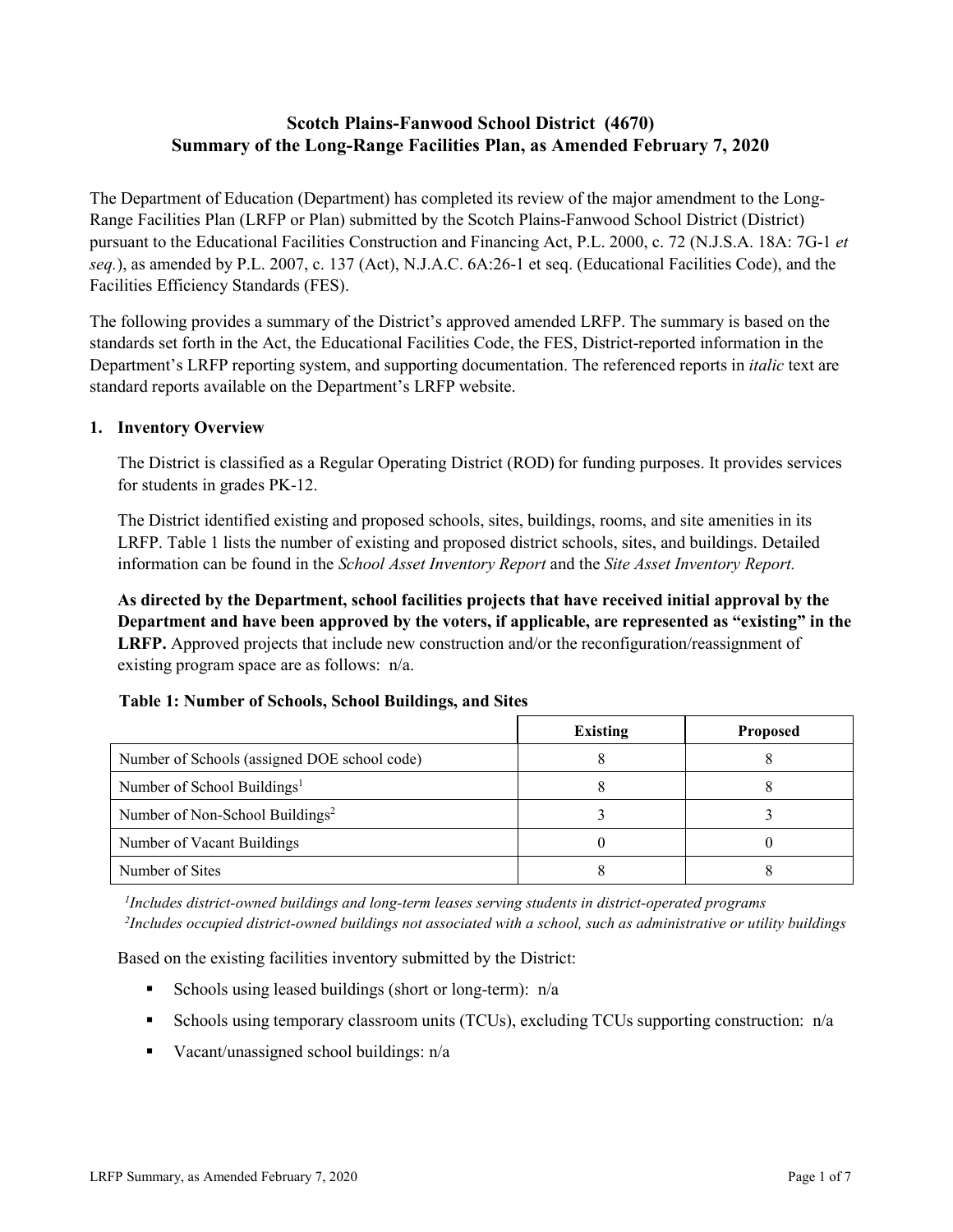# Scotch Plains-Fanwood School District (4670)
# Summary of the Long-Range Facilities Plan, as Amended February 7, 2020

The Department of Education (Department) has completed its review of the major amendment to the Long-Range Facilities Plan (LRFP or Plan) submitted by the Scotch Plains-Fanwood School District (District) pursuant to the Educational Facilities Construction and Financing Act, P.L. 2000, c. 72 (N.J.S.A. 18A: 7G-1 *et seq.*), as amended by P.L. 2007, c. 137 (Act), N.J.A.C. 6A:26-1 et seq. (Educational Facilities Code), and the Facilities Efficiency Standards (FES).

The following provides a summary of the District's approved amended LRFP. The summary is based on the standards set forth in the Act, the Educational Facilities Code, the FES, District-reported information in the Department's LRFP reporting system, and supporting documentation. The referenced reports in *italic* text are standard reports available on the Department's LRFP website.

## 1. Inventory Overview

The District is classified as a Regular Operating District (ROD) for funding purposes. It provides services for students in grades PK-12.

The District identified existing and proposed schools, sites, buildings, rooms, and site amenities in its LRFP. Table 1 lists the number of existing and proposed district schools, sites, and buildings. Detailed information can be found in the *School Asset Inventory Report* and the *Site Asset Inventory Report.*

**As directed by the Department, school facilities projects that have received initial approval by the Department and have been approved by the voters, if applicable, are represented as "existing" in the LRFP.** Approved projects that include new construction and/or the reconfiguration/reassignment of existing program space are as follows: n/a.

**Table 1: Number of Schools, School Buildings, and Sites**

| | Existing | Proposed |
|---|---|---|
| Number of Schools (assigned DOE school code) | 8 | 8 |
| Number of School Buildings[1] | 8 | 8 |
| Number of Non-School Buildings[2] | 3 | 3 |
| Number of Vacant Buildings | 0 | 0 |
| Number of Sites | 8 | 8 |

*[1]Includes district-owned buildings and long-term leases serving students in district-operated programs*
*[2]Includes occupied district-owned buildings not associated with a school, such as administrative or utility buildings*

Based on the existing facilities inventory submitted by the District:

- Schools using leased buildings (short or long-term): n/a
- Schools using temporary classroom units (TCUs), excluding TCUs supporting construction: n/a
- Vacant/unassigned school buildings: n/a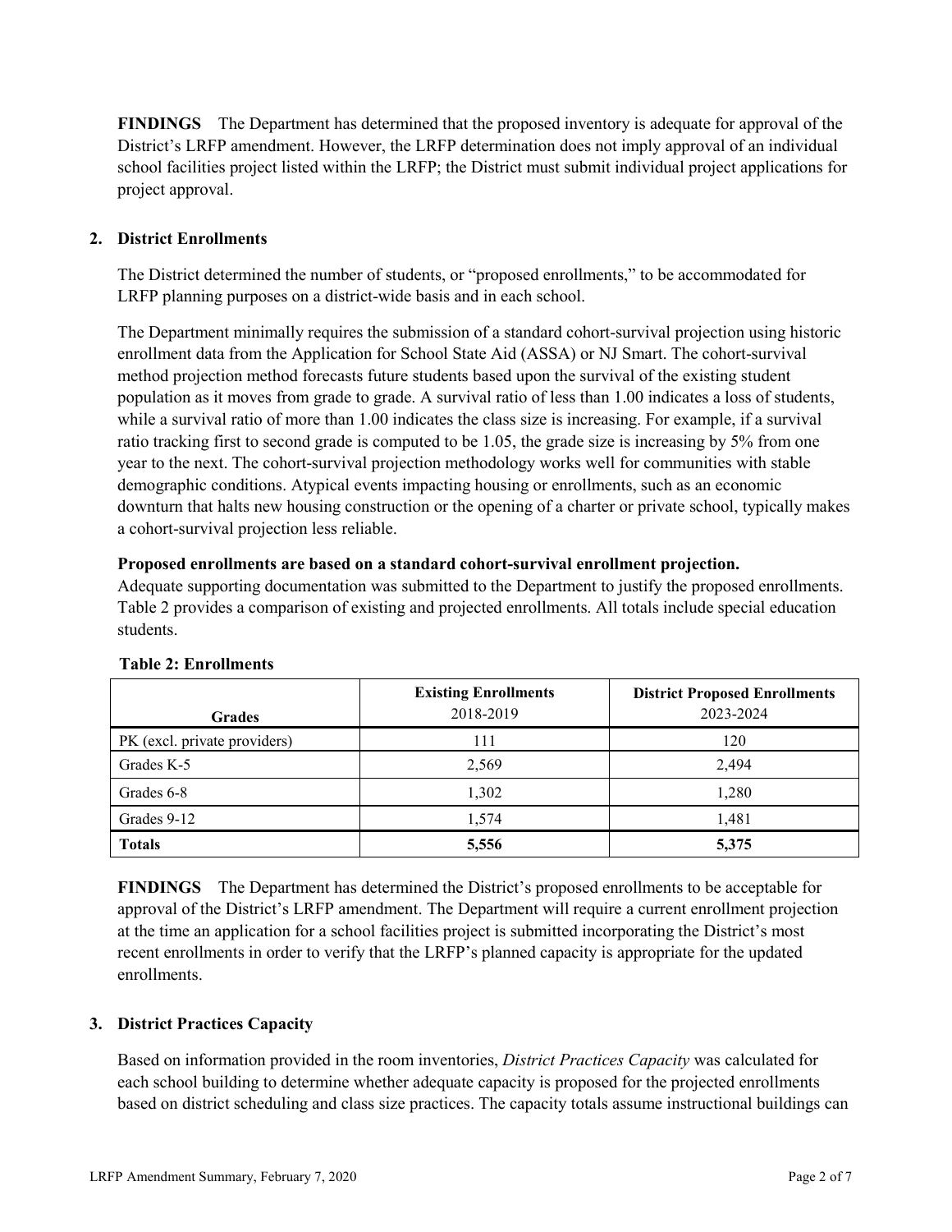**FINDINGS** The Department has determined that the proposed inventory is adequate for approval of the District's LRFP amendment. However, the LRFP determination does not imply approval of an individual school facilities project listed within the LRFP; the District must submit individual project applications for project approval.

## 2. District Enrollments

The District determined the number of students, or "proposed enrollments," to be accommodated for LRFP planning purposes on a district-wide basis and in each school.

The Department minimally requires the submission of a standard cohort-survival projection using historic enrollment data from the Application for School State Aid (ASSA) or NJ Smart. The cohort-survival method projection method forecasts future students based upon the survival of the existing student population as it moves from grade to grade. A survival ratio of less than 1.00 indicates a loss of students, while a survival ratio of more than 1.00 indicates the class size is increasing. For example, if a survival ratio tracking first to second grade is computed to be 1.05, the grade size is increasing by 5% from one year to the next. The cohort-survival projection methodology works well for communities with stable demographic conditions. Atypical events impacting housing or enrollments, such as an economic downturn that halts new housing construction or the opening of a charter or private school, typically makes a cohort-survival projection less reliable.

**Proposed enrollments are based on a standard cohort-survival enrollment projection.**
Adequate supporting documentation was submitted to the Department to justify the proposed enrollments. Table 2 provides a comparison of existing and projected enrollments. All totals include special education students.

**Table 2: Enrollments**

| Grades | Existing Enrollments 2018-2019 | District Proposed Enrollments 2023-2024 |
|---|---|---|
| PK (excl. private providers) | 111 | 120 |
| Grades K-5 | 2,569 | 2,494 |
| Grades 6-8 | 1,302 | 1,280 |
| Grades 9-12 | 1,574 | 1,481 |
| **Totals** | **5,556** | **5,375** |

**FINDINGS** The Department has determined the District's proposed enrollments to be acceptable for approval of the District's LRFP amendment. The Department will require a current enrollment projection at the time an application for a school facilities project is submitted incorporating the District's most recent enrollments in order to verify that the LRFP's planned capacity is appropriate for the updated enrollments.

## 3. District Practices Capacity

Based on information provided in the room inventories, *District Practices Capacity* was calculated for each school building to determine whether adequate capacity is proposed for the projected enrollments based on district scheduling and class size practices. The capacity totals assume instructional buildings can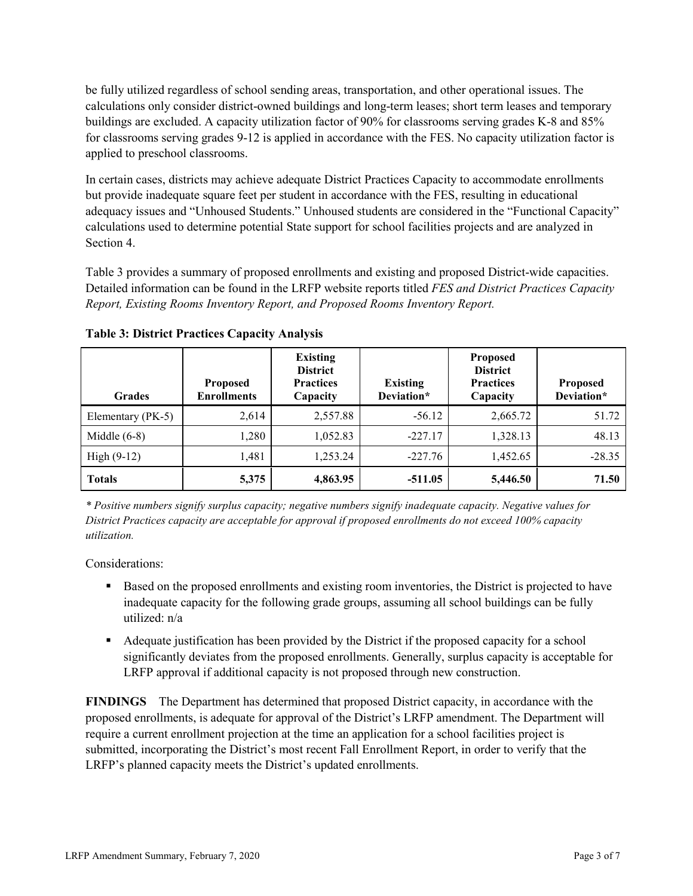be fully utilized regardless of school sending areas, transportation, and other operational issues. The calculations only consider district-owned buildings and long-term leases; short term leases and temporary buildings are excluded. A capacity utilization factor of 90% for classrooms serving grades K-8 and 85% for classrooms serving grades 9-12 is applied in accordance with the FES. No capacity utilization factor is applied to preschool classrooms.

In certain cases, districts may achieve adequate District Practices Capacity to accommodate enrollments but provide inadequate square feet per student in accordance with the FES, resulting in educational adequacy issues and "Unhoused Students." Unhoused students are considered in the "Functional Capacity" calculations used to determine potential State support for school facilities projects and are analyzed in Section 4.

Table 3 provides a summary of proposed enrollments and existing and proposed District-wide capacities. Detailed information can be found in the LRFP website reports titled *FES and District Practices Capacity Report, Existing Rooms Inventory Report, and Proposed Rooms Inventory Report.*

**Table 3: District Practices Capacity Analysis**

| Grades | Proposed Enrollments | Existing District Practices Capacity | Existing Deviation* | Proposed District Practices Capacity | Proposed Deviation* |
|---|---|---|---|---|---|
| Elementary (PK-5) | 2,614 | 2,557.88 | -56.12 | 2,665.72 | 51.72 |
| Middle (6-8) | 1,280 | 1,052.83 | -227.17 | 1,328.13 | 48.13 |
| High (9-12) | 1,481 | 1,253.24 | -227.76 | 1,452.65 | -28.35 |
| **Totals** | **5,375** | **4,863.95** | **-511.05** | **5,446.50** | **71.50** |

*\* Positive numbers signify surplus capacity; negative numbers signify inadequate capacity. Negative values for District Practices capacity are acceptable for approval if proposed enrollments do not exceed 100% capacity utilization.*

Considerations:

- Based on the proposed enrollments and existing room inventories, the District is projected to have inadequate capacity for the following grade groups, assuming all school buildings can be fully utilized: n/a
- Adequate justification has been provided by the District if the proposed capacity for a school significantly deviates from the proposed enrollments. Generally, surplus capacity is acceptable for LRFP approval if additional capacity is not proposed through new construction.

**FINDINGS** The Department has determined that proposed District capacity, in accordance with the proposed enrollments, is adequate for approval of the District's LRFP amendment. The Department will require a current enrollment projection at the time an application for a school facilities project is submitted, incorporating the District's most recent Fall Enrollment Report, in order to verify that the LRFP's planned capacity meets the District's updated enrollments.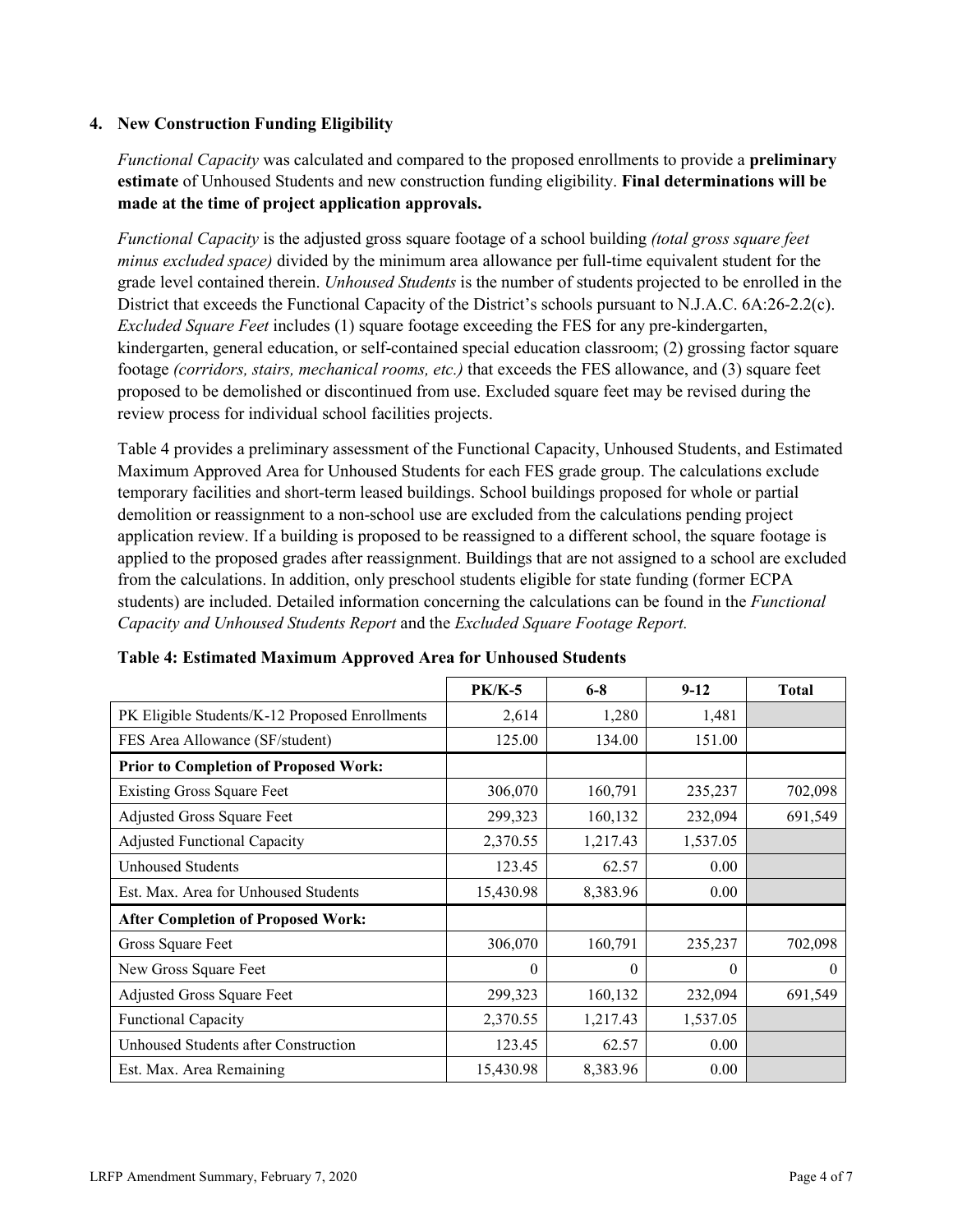### 4. New Construction Funding Eligibility

*Functional Capacity* was calculated and compared to the proposed enrollments to provide a **preliminary estimate** of Unhoused Students and new construction funding eligibility. **Final determinations will be made at the time of project application approvals.**

*Functional Capacity* is the adjusted gross square footage of a school building *(total gross square feet minus excluded space)* divided by the minimum area allowance per full-time equivalent student for the grade level contained therein. *Unhoused Students* is the number of students projected to be enrolled in the District that exceeds the Functional Capacity of the District's schools pursuant to N.J.A.C. 6A:26-2.2(c). *Excluded Square Feet* includes (1) square footage exceeding the FES for any pre-kindergarten, kindergarten, general education, or self-contained special education classroom; (2) grossing factor square footage *(corridors, stairs, mechanical rooms, etc.)* that exceeds the FES allowance, and (3) square feet proposed to be demolished or discontinued from use. Excluded square feet may be revised during the review process for individual school facilities projects.

Table 4 provides a preliminary assessment of the Functional Capacity, Unhoused Students, and Estimated Maximum Approved Area for Unhoused Students for each FES grade group. The calculations exclude temporary facilities and short-term leased buildings. School buildings proposed for whole or partial demolition or reassignment to a non-school use are excluded from the calculations pending project application review. If a building is proposed to be reassigned to a different school, the square footage is applied to the proposed grades after reassignment. Buildings that are not assigned to a school are excluded from the calculations. In addition, only preschool students eligible for state funding (former ECPA students) are included. Detailed information concerning the calculations can be found in the *Functional Capacity and Unhoused Students Report* and the *Excluded Square Footage Report.*

**Table 4: Estimated Maximum Approved Area for Unhoused Students**

| | PK/K-5 | 6-8 | 9-12 | Total |
|---|---|---|---|---|
| PK Eligible Students/K-12 Proposed Enrollments | 2,614 | 1,280 | 1,481 | |
| FES Area Allowance (SF/student) | 125.00 | 134.00 | 151.00 | |
| **Prior to Completion of Proposed Work:** | | | | |
| Existing Gross Square Feet | 306,070 | 160,791 | 235,237 | 702,098 |
| Adjusted Gross Square Feet | 299,323 | 160,132 | 232,094 | 691,549 |
| Adjusted Functional Capacity | 2,370.55 | 1,217.43 | 1,537.05 | |
| Unhoused Students | 123.45 | 62.57 | 0.00 | |
| Est. Max. Area for Unhoused Students | 15,430.98 | 8,383.96 | 0.00 | |
| **After Completion of Proposed Work:** | | | | |
| Gross Square Feet | 306,070 | 160,791 | 235,237 | 702,098 |
| New Gross Square Feet | 0 | 0 | 0 | 0 |
| Adjusted Gross Square Feet | 299,323 | 160,132 | 232,094 | 691,549 |
| Functional Capacity | 2,370.55 | 1,217.43 | 1,537.05 | |
| Unhoused Students after Construction | 123.45 | 62.57 | 0.00 | |
| Est. Max. Area Remaining | 15,430.98 | 8,383.96 | 0.00 | |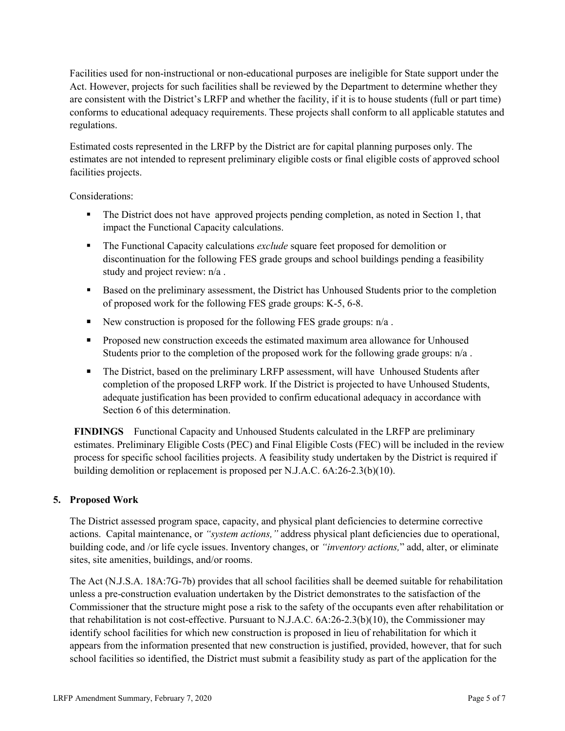Facilities used for non-instructional or non-educational purposes are ineligible for State support under the Act. However, projects for such facilities shall be reviewed by the Department to determine whether they are consistent with the District's LRFP and whether the facility, if it is to house students (full or part time) conforms to educational adequacy requirements. These projects shall conform to all applicable statutes and regulations.

Estimated costs represented in the LRFP by the District are for capital planning purposes only. The estimates are not intended to represent preliminary eligible costs or final eligible costs of approved school facilities projects.

Considerations:

- The District does not have approved projects pending completion, as noted in Section 1, that impact the Functional Capacity calculations.
- The Functional Capacity calculations *exclude* square feet proposed for demolition or discontinuation for the following FES grade groups and school buildings pending a feasibility study and project review: n/a .
- Based on the preliminary assessment, the District has Unhoused Students prior to the completion of proposed work for the following FES grade groups: K-5, 6-8.
- New construction is proposed for the following FES grade groups: n/a .
- Proposed new construction exceeds the estimated maximum area allowance for Unhoused Students prior to the completion of the proposed work for the following grade groups: n/a .
- The District, based on the preliminary LRFP assessment, will have Unhoused Students after completion of the proposed LRFP work. If the District is projected to have Unhoused Students, adequate justification has been provided to confirm educational adequacy in accordance with Section 6 of this determination.

**FINDINGS** Functional Capacity and Unhoused Students calculated in the LRFP are preliminary estimates. Preliminary Eligible Costs (PEC) and Final Eligible Costs (FEC) will be included in the review process for specific school facilities projects. A feasibility study undertaken by the District is required if building demolition or replacement is proposed per N.J.A.C. 6A:26-2.3(b)(10).

## 5. Proposed Work

The District assessed program space, capacity, and physical plant deficiencies to determine corrective actions. Capital maintenance, or *"system actions,"* address physical plant deficiencies due to operational, building code, and /or life cycle issues. Inventory changes, or *"inventory actions,"* add, alter, or eliminate sites, site amenities, buildings, and/or rooms.

The Act (N.J.S.A. 18A:7G-7b) provides that all school facilities shall be deemed suitable for rehabilitation unless a pre-construction evaluation undertaken by the District demonstrates to the satisfaction of the Commissioner that the structure might pose a risk to the safety of the occupants even after rehabilitation or that rehabilitation is not cost-effective. Pursuant to N.J.A.C. 6A:26-2.3(b)(10), the Commissioner may identify school facilities for which new construction is proposed in lieu of rehabilitation for which it appears from the information presented that new construction is justified, provided, however, that for such school facilities so identified, the District must submit a feasibility study as part of the application for the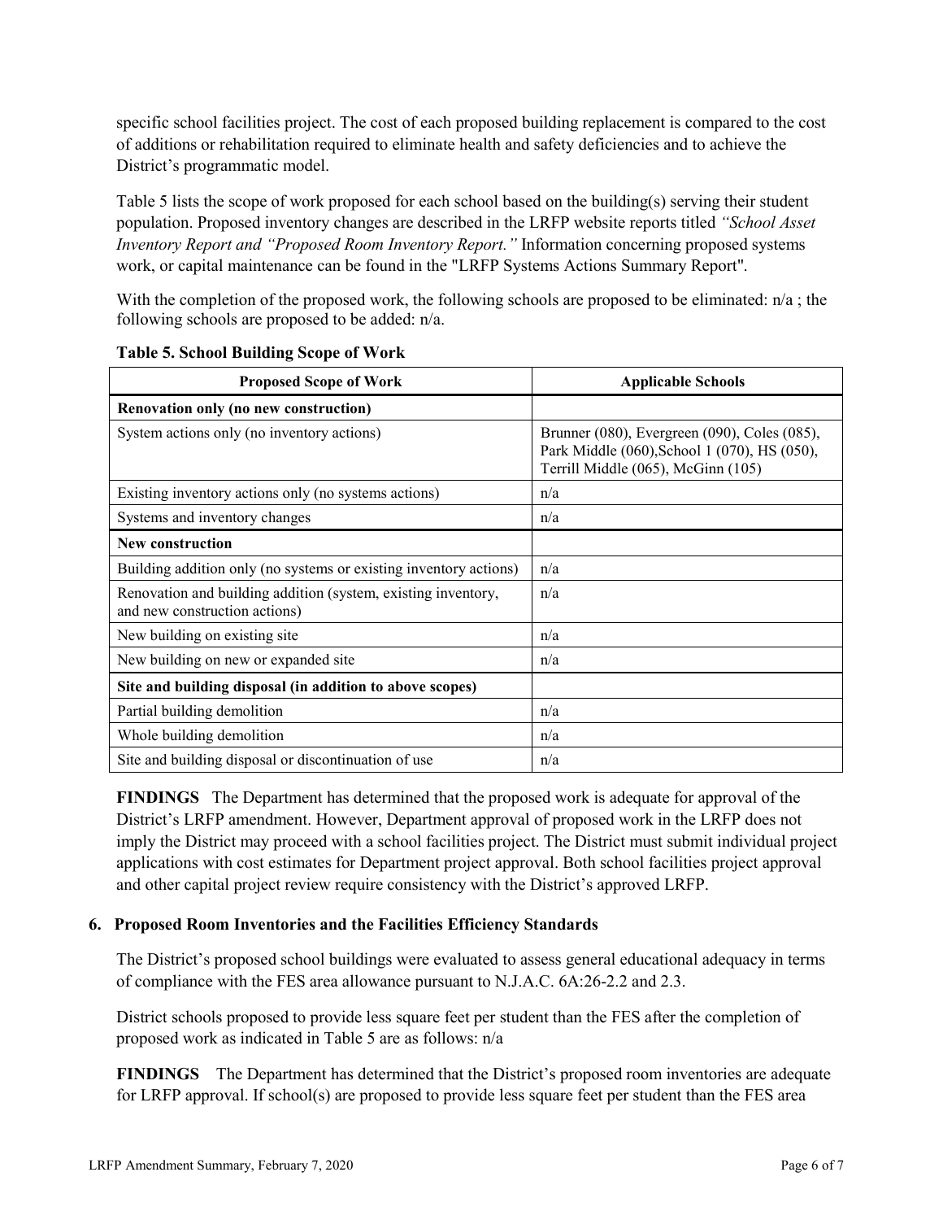specific school facilities project. The cost of each proposed building replacement is compared to the cost of additions or rehabilitation required to eliminate health and safety deficiencies and to achieve the District's programmatic model.

Table 5 lists the scope of work proposed for each school based on the building(s) serving their student population. Proposed inventory changes are described in the LRFP website reports titled *"School Asset Inventory Report and "Proposed Room Inventory Report."* Information concerning proposed systems work, or capital maintenance can be found in the "LRFP Systems Actions Summary Report".

With the completion of the proposed work, the following schools are proposed to be eliminated: n/a ; the following schools are proposed to be added: n/a.

**Table 5. School Building Scope of Work**

| Proposed Scope of Work | Applicable Schools |
|---|---|
| **Renovation only (no new construction)** | |
| System actions only (no inventory actions) | Brunner (080), Evergreen (090), Coles (085), Park Middle (060),School 1 (070), HS (050), Terrill Middle (065), McGinn (105) |
| Existing inventory actions only (no systems actions) | n/a |
| Systems and inventory changes | n/a |
| **New construction** | |
| Building addition only (no systems or existing inventory actions) | n/a |
| Renovation and building addition (system, existing inventory, and new construction actions) | n/a |
| New building on existing site | n/a |
| New building on new or expanded site | n/a |
| **Site and building disposal (in addition to above scopes)** | |
| Partial building demolition | n/a |
| Whole building demolition | n/a |
| Site and building disposal or discontinuation of use | n/a |

**FINDINGS** The Department has determined that the proposed work is adequate for approval of the District's LRFP amendment. However, Department approval of proposed work in the LRFP does not imply the District may proceed with a school facilities project. The District must submit individual project applications with cost estimates for Department project approval. Both school facilities project approval and other capital project review require consistency with the District's approved LRFP.

## 6. Proposed Room Inventories and the Facilities Efficiency Standards

The District's proposed school buildings were evaluated to assess general educational adequacy in terms of compliance with the FES area allowance pursuant to N.J.A.C. 6A:26-2.2 and 2.3.

District schools proposed to provide less square feet per student than the FES after the completion of proposed work as indicated in Table 5 are as follows: n/a

**FINDINGS** The Department has determined that the District's proposed room inventories are adequate for LRFP approval. If school(s) are proposed to provide less square feet per student than the FES area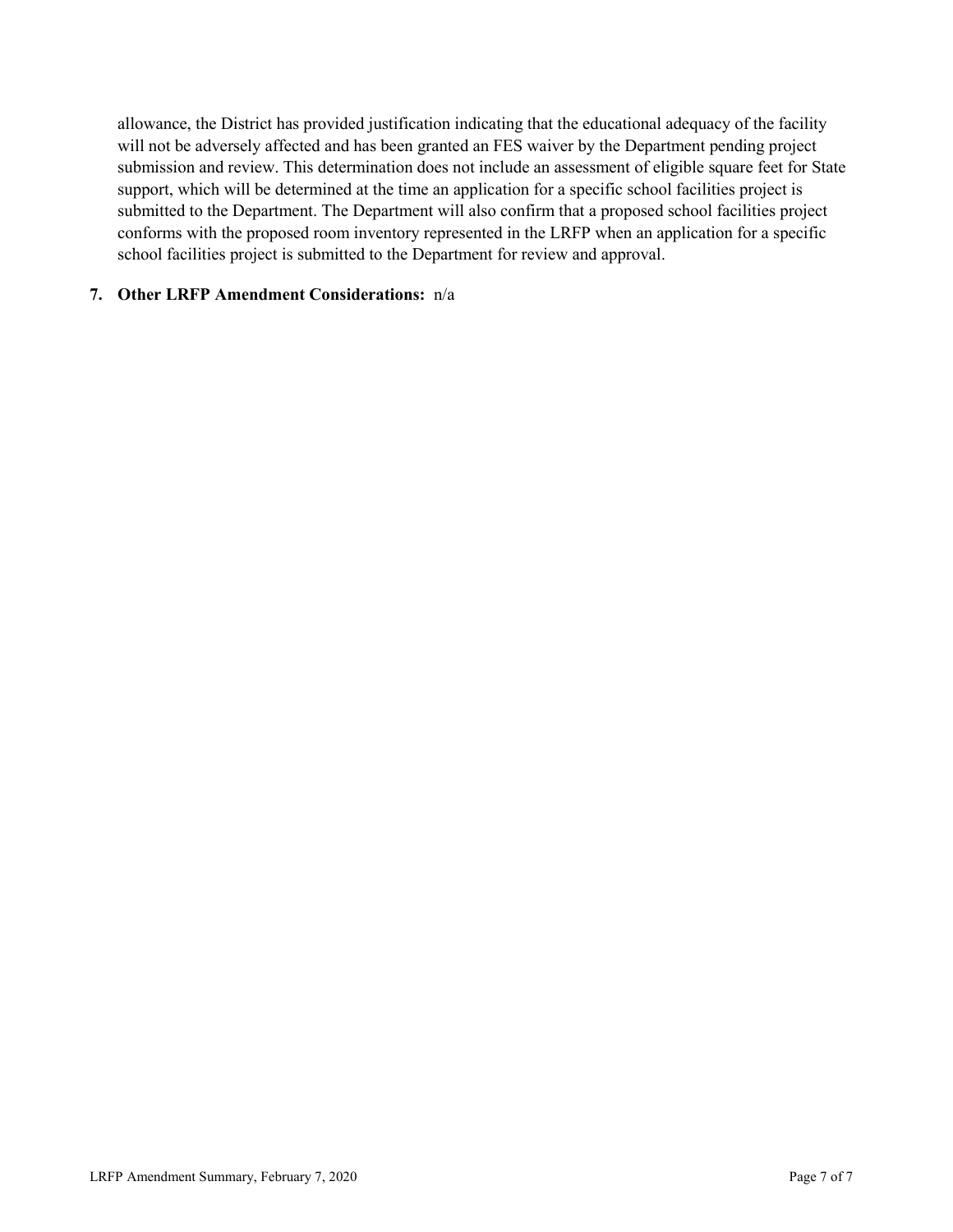allowance, the District has provided justification indicating that the educational adequacy of the facility will not be adversely affected and has been granted an FES waiver by the Department pending project submission and review. This determination does not include an assessment of eligible square feet for State support, which will be determined at the time an application for a specific school facilities project is submitted to the Department. The Department will also confirm that a proposed school facilities project conforms with the proposed room inventory represented in the LRFP when an application for a specific school facilities project is submitted to the Department for review and approval.

7. **Other LRFP Amendment Considerations:** n/a